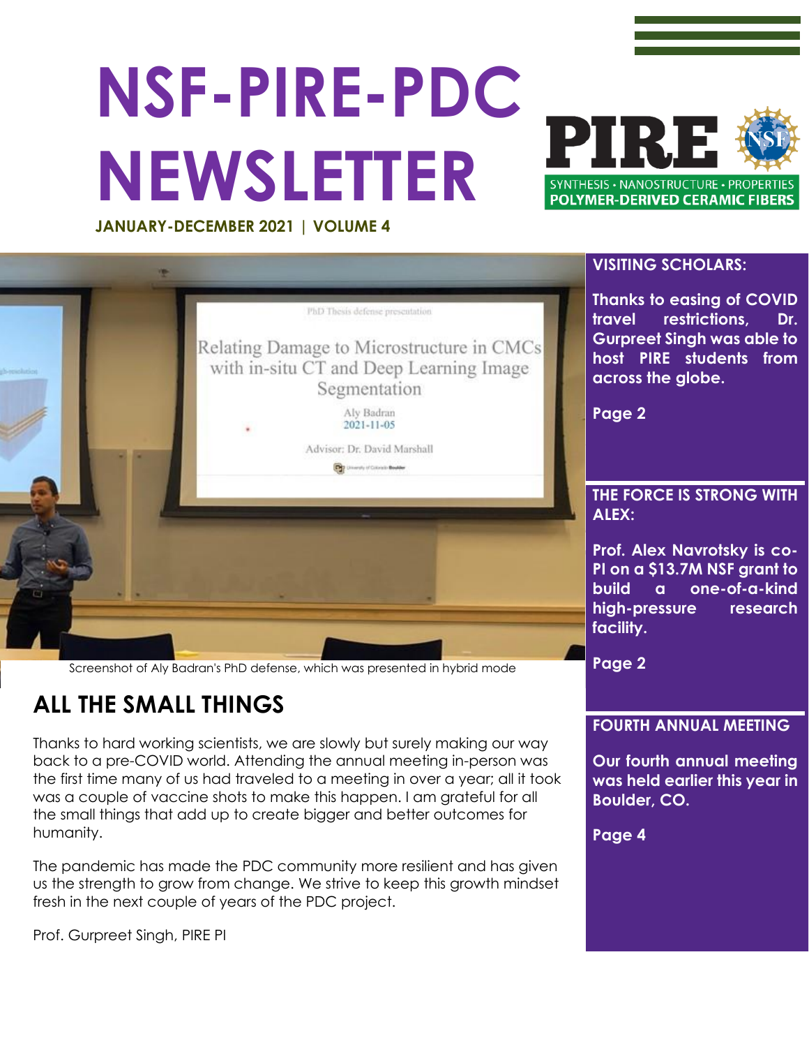# NSF-PIRE-PDC NEWSLETTER

**JANUARY-DECEMBER 2021 | VOLUME 4**

PIRE

SYNTHESIS · NANOSTRUCTURE · PROPERTIES

POLYMER-DERIVED CERAMIC FIBERS

Screenshot of Aly Badran's PhD defense, which was presented in hybrid mode

## ALL THE SMALL THINGS

Thanks to hard working scientists, we are slowly but surely making our way back to a pre-COVID world. Attending the annual meeting in-person was the first time many of us had traveled to a meeting in over a year; all it took was a couple of vaccine shots to make this happen. I am grateful for all the small things that add up to create bigger and better outcomes for humanity.

The pandemic has made the PDC community more resilient and has given us the strength to grow from change. We strive to keep this growth mindset fresh in the next couple of years of the PDC project.

Prof. Gurpreet Singh, PIRE PI

### VISITING SCHOLARS:

**Thanks to easing of COVID travel restrictions, Dr. Gurpreet Singh was able to host PIRE students from across the globe.**

**Page 2**

### THE FORCE IS STRONG WITH ALEX:

**Prof. Alex Navrotsky is co-PI on a $13.7M NSF grant to build a one-of-a-kind high-pressure research facility.**

**Page 2**

### FOURTH ANNUAL MEETING

**Our fourth annual meeting was held earlier this year in Boulder, CO.**

**Page 4**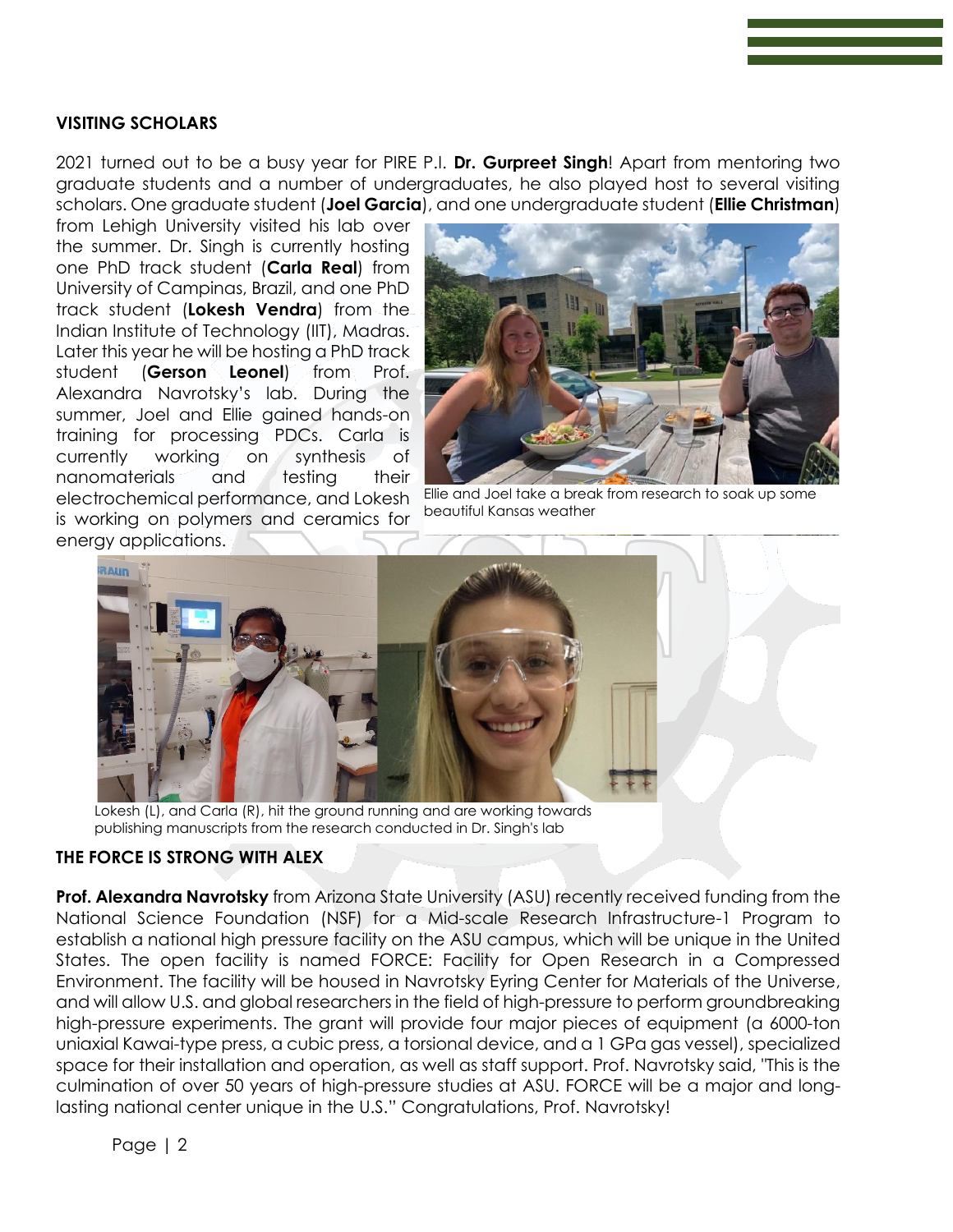## VISITING SCHOLARS

2021 turned out to be a busy year for PIRE P.I. **Dr. Gurpreet Singh**! Apart from mentoring two graduate students and a number of undergraduates, he also played host to several visiting scholars. One graduate student (**Joel Garcia**), and one undergraduate student (**Ellie Christman**) from Lehigh University visited his lab over the summer. Dr. Singh is currently hosting one PhD track student (**Carla Real**) from University of Campinas, Brazil, and one PhD track student (**Lokesh Vendra**) from the Indian Institute of Technology (IIT), Madras. Later this year he will be hosting a PhD track student (**Gerson Leonel**) from Prof. Alexandra Navrotsky's lab. During the summer, Joel and Ellie gained hands-on training for processing PDCs. Carla is currently working on synthesis of nanomaterials and testing their electrochemical performance, and Lokesh is working on polymers and ceramics for energy applications.

Ellie and Joel take a break from research to soak up some beautiful Kansas weather

Lokesh (L), and Carla (R), hit the ground running and are working towards publishing manuscripts from the research conducted in Dr. Singh's lab

## THE FORCE IS STRONG WITH ALEX

**Prof. Alexandra Navrotsky** from Arizona State University (ASU) recently received funding from the National Science Foundation (NSF) for a Mid-scale Research Infrastructure-1 Program to establish a national high pressure facility on the ASU campus, which will be unique in the United States. The open facility is named FORCE: Facility for Open Research in a Compressed Environment. The facility will be housed in Navrotsky Eyring Center for Materials of the Universe, and will allow U.S. and global researchers in the field of high-pressure to perform groundbreaking high-pressure experiments. The grant will provide four major pieces of equipment (a 6000-ton uniaxial Kawai-type press, a cubic press, a torsional device, and a 1 GPa gas vessel), specialized space for their installation and operation, as well as staff support. Prof. Navrotsky said, "This is the culmination of over 50 years of high-pressure studies at ASU. FORCE will be a major and long-lasting national center unique in the U.S." Congratulations, Prof. Navrotsky!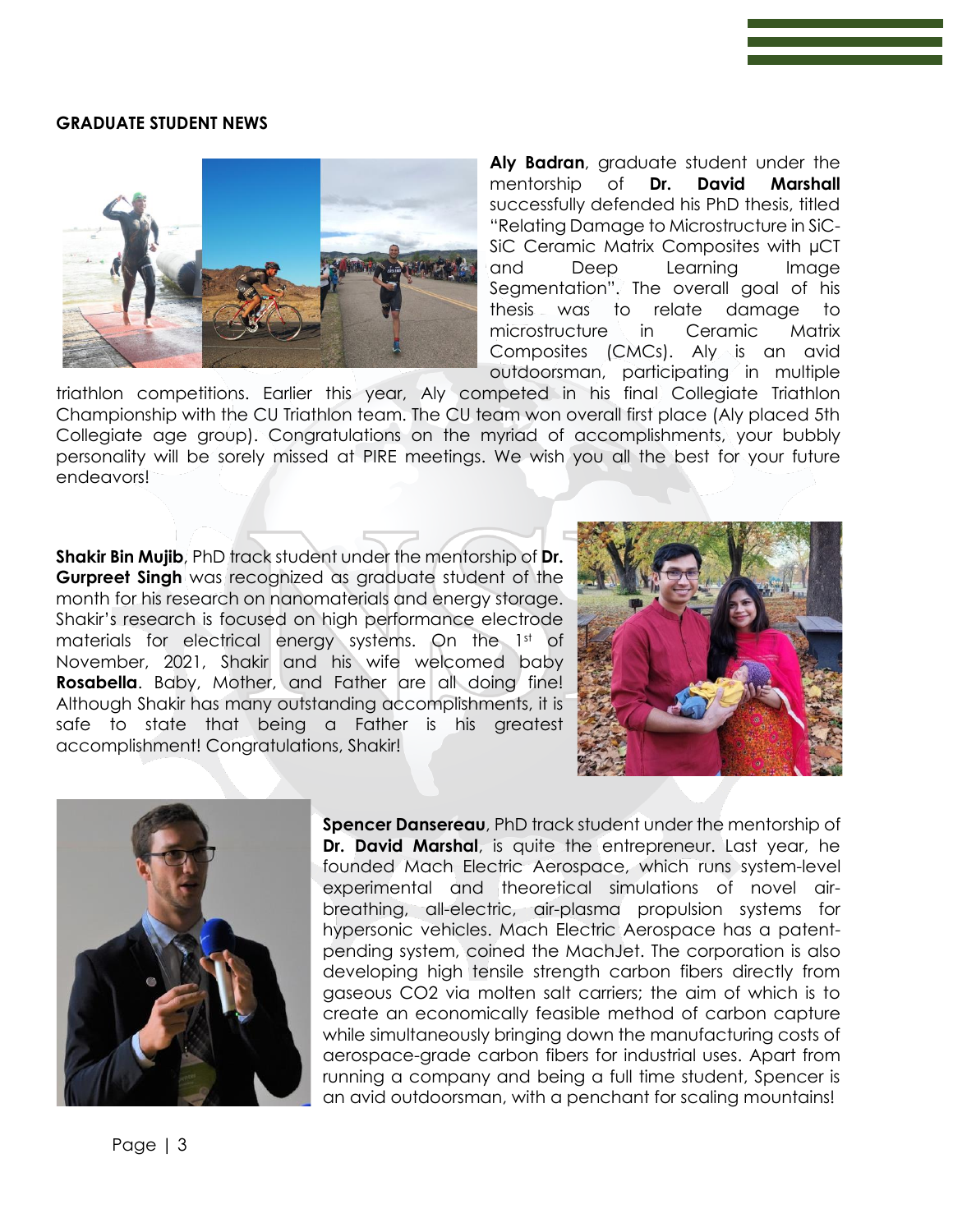## GRADUATE STUDENT NEWS

**Aly Badran**, graduate student under the mentorship of **Dr. David Marshall** successfully defended his PhD thesis, titled "Relating Damage to Microstructure in SiC-SiC Ceramic Matrix Composites with μCT and Deep Learning Image Segmentation". The overall goal of his thesis was to relate damage to microstructure in Ceramic Matrix Composites (CMCs). Aly is an avid outdoorsman, participating in multiple triathlon competitions. Earlier this year, Aly competed in his final Collegiate Triathlon Championship with the CU Triathlon team. The CU team won overall first place (Aly placed 5th Collegiate age group). Congratulations on the myriad of accomplishments, your bubbly personality will be sorely missed at PIRE meetings. We wish you all the best for your future endeavors!

**Shakir Bin Mujib**, PhD track student under the mentorship of **Dr. Gurpreet Singh** was recognized as graduate student of the month for his research on nanomaterials and energy storage. Shakir's research is focused on high performance electrode materials for electrical energy systems. On the 1st of November, 2021, Shakir and his wife welcomed baby **Rosabella**. Baby, Mother, and Father are all doing fine! Although Shakir has many outstanding accomplishments, it is safe to state that being a Father is his greatest accomplishment! Congratulations, Shakir!

**Spencer Dansereau**, PhD track student under the mentorship of **Dr. David Marshal**, is quite the entrepreneur. Last year, he founded Mach Electric Aerospace, which runs system-level experimental and theoretical simulations of novel air-breathing, all-electric, air-plasma propulsion systems for hypersonic vehicles. Mach Electric Aerospace has a patent-pending system, coined the MachJet. The corporation is also developing high tensile strength carbon fibers directly from gaseous CO2 via molten salt carriers; the aim of which is to create an economically feasible method of carbon capture while simultaneously bringing down the manufacturing costs of aerospace-grade carbon fibers for industrial uses. Apart from running a company and being a full time student, Spencer is an avid outdoorsman, with a penchant for scaling mountains!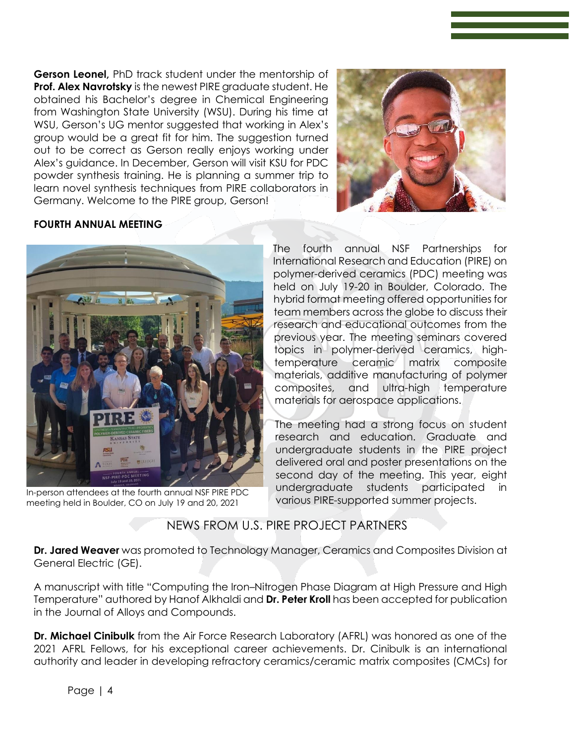**Gerson Leonel,** PhD track student under the mentorship of **Prof. Alex Navrotsky** is the newest PIRE graduate student. He obtained his Bachelor's degree in Chemical Engineering from Washington State University (WSU). During his time at WSU, Gerson's UG mentor suggested that working in Alex's group would be a great fit for him. The suggestion turned out to be correct as Gerson really enjoys working under Alex's guidance. In December, Gerson will visit KSU for PDC powder synthesis training. He is planning a summer trip to learn novel synthesis techniques from PIRE collaborators in Germany. Welcome to the PIRE group, Gerson!

**FOURTH ANNUAL MEETING**

In-person attendees at the fourth annual NSF PIRE PDC meeting held in Boulder, CO on July 19 and 20, 2021

The fourth annual NSF Partnerships for International Research and Education (PIRE) on polymer-derived ceramics (PDC) meeting was held on July 19-20 in Boulder, Colorado. The hybrid format meeting offered opportunities for team members across the globe to discuss their research and educational outcomes from the previous year. The meeting seminars covered topics in polymer-derived ceramics, high-temperature ceramic matrix composite materials, additive manufacturing of polymer composites, and ultra-high temperature materials for aerospace applications.

The meeting had a strong focus on student research and education. Graduate and undergraduate students in the PIRE project delivered oral and poster presentations on the second day of the meeting. This year, eight undergraduate students participated in various PIRE-supported summer projects.

## NEWS FROM U.S. PIRE PROJECT PARTNERS

**Dr. Jared Weaver** was promoted to Technology Manager, Ceramics and Composites Division at General Electric (GE).

A manuscript with title "Computing the Iron–Nitrogen Phase Diagram at High Pressure and High Temperature" authored by Hanof Alkhaldi and **Dr. Peter Kroll** has been accepted for publication in the Journal of Alloys and Compounds.

**Dr. Michael Cinibulk** from the Air Force Research Laboratory (AFRL) was honored as one of the 2021 AFRL Fellows, for his exceptional career achievements. Dr. Cinibulk is an international authority and leader in developing refractory ceramics/ceramic matrix composites (CMCs) for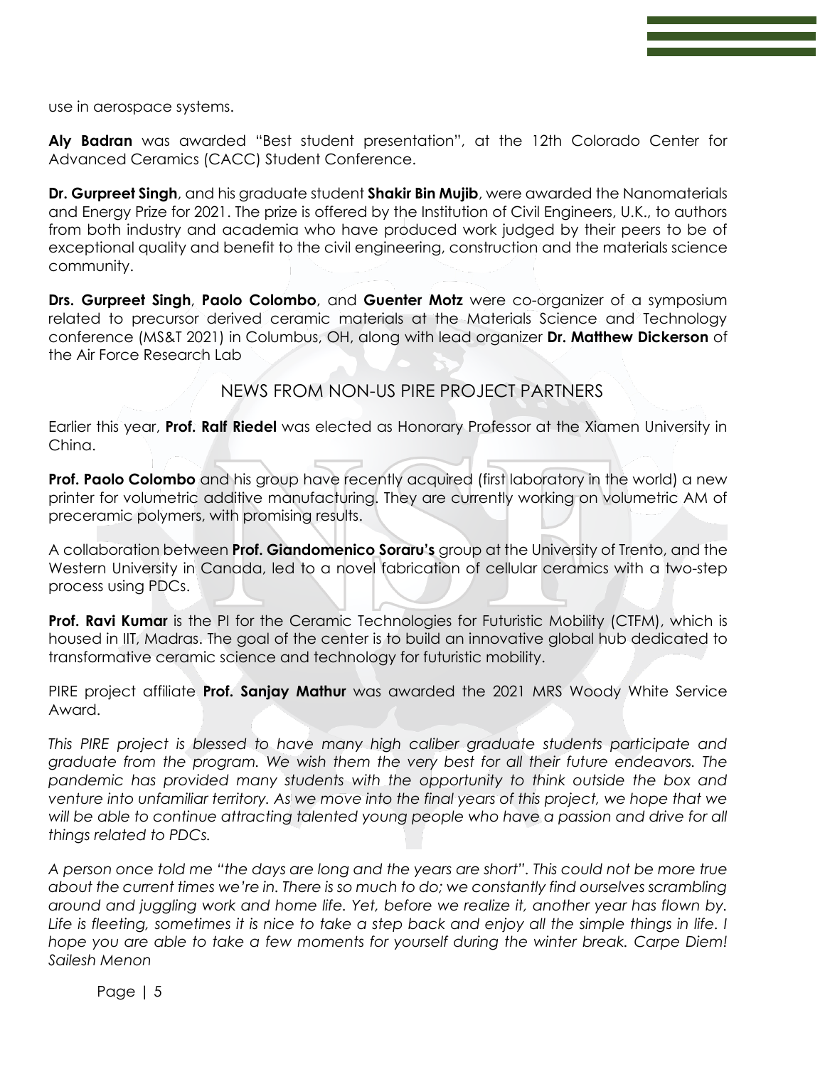use in aerospace systems.

**Aly Badran** was awarded "Best student presentation", at the 12th Colorado Center for Advanced Ceramics (CACC) Student Conference.

**Dr. Gurpreet Singh**, and his graduate student **Shakir Bin Mujib**, were awarded the Nanomaterials and Energy Prize for 2021. The prize is offered by the Institution of Civil Engineers, U.K., to authors from both industry and academia who have produced work judged by their peers to be of exceptional quality and benefit to the civil engineering, construction and the materials science community.

**Drs. Gurpreet Singh**, **Paolo Colombo**, and **Guenter Motz** were co-organizer of a symposium related to precursor derived ceramic materials at the Materials Science and Technology conference (MS&T 2021) in Columbus, OH, along with lead organizer **Dr. Matthew Dickerson** of the Air Force Research Lab

## NEWS FROM NON-US PIRE PROJECT PARTNERS

Earlier this year, **Prof. Ralf Riedel** was elected as Honorary Professor at the Xiamen University in China.

**Prof. Paolo Colombo** and his group have recently acquired (first laboratory in the world) a new printer for volumetric additive manufacturing. They are currently working on volumetric AM of preceramic polymers, with promising results.

A collaboration between **Prof. Giandomenico Soraru's** group at the University of Trento, and the Western University in Canada, led to a novel fabrication of cellular ceramics with a two-step process using PDCs.

**Prof. Ravi Kumar** is the PI for the Ceramic Technologies for Futuristic Mobility (CTFM), which is housed in IIT, Madras. The goal of the center is to build an innovative global hub dedicated to transformative ceramic science and technology for futuristic mobility.

PIRE project affiliate **Prof. Sanjay Mathur** was awarded the 2021 MRS Woody White Service Award.

*This PIRE project is blessed to have many high caliber graduate students participate and graduate from the program. We wish them the very best for all their future endeavors. The pandemic has provided many students with the opportunity to think outside the box and venture into unfamiliar territory. As we move into the final years of this project, we hope that we will be able to continue attracting talented young people who have a passion and drive for all things related to PDCs.*

*A person once told me "the days are long and the years are short". This could not be more true about the current times we're in. There is so much to do; we constantly find ourselves scrambling around and juggling work and home life. Yet, before we realize it, another year has flown by. Life is fleeting, sometimes it is nice to take a step back and enjoy all the simple things in life. I hope you are able to take a few moments for yourself during the winter break. Carpe Diem! Sailesh Menon*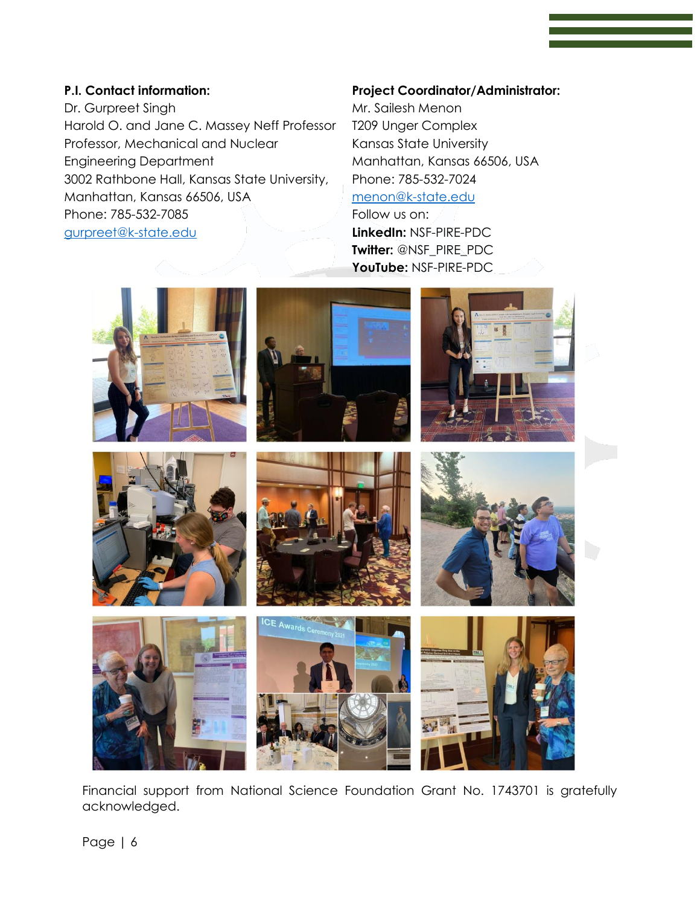**P.I. Contact information:**
Dr. Gurpreet Singh
Harold O. and Jane C. Massey Neff Professor
Professor, Mechanical and Nuclear Engineering Department
3002 Rathbone Hall, Kansas State University,
Manhattan, Kansas 66506, USA
Phone: 785-532-7085
gurpreet@k-state.edu

**Project Coordinator/Administrator:**
Mr. Sailesh Menon
T209 Unger Complex
Kansas State University
Manhattan, Kansas 66506, USA
Phone: 785-532-7024
menon@k-state.edu
Follow us on:
**LinkedIn:** NSF-PIRE-PDC
**Twitter:** @NSF_PIRE_PDC
**YouTube:** NSF-PIRE-PDC

Financial support from National Science Foundation Grant No. 1743701 is gratefully acknowledged.